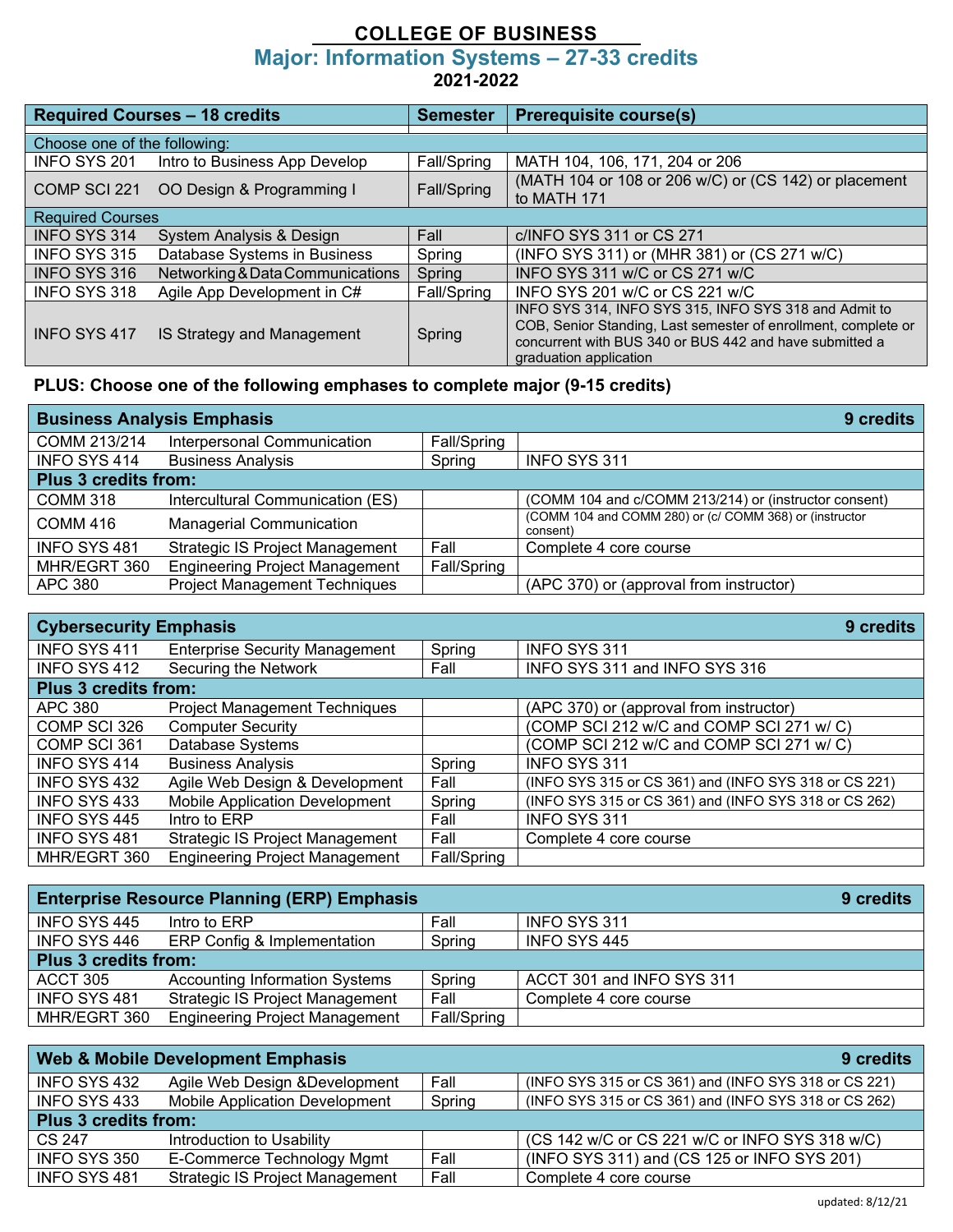# COLLEGE OF BUSINESS

## Major: Information Systems – 27-33 credits

**2021-2022**

| Required Courses – 18 credits | | Semester | Prerequisite course(s) |
|---|---|---|---|
| Choose one of the following: | | | |
| INFO SYS 201 | Intro to Business App Develop | Fall/Spring | MATH 104, 106, 171, 204 or 206 |
| COMP SCI 221 | OO Design & Programming I | Fall/Spring | (MATH 104 or 108 or 206 w/C) or (CS 142) or placement to MATH 171 |
| Required Courses | | | |
| INFO SYS 314 | System Analysis & Design | Fall | c/INFO SYS 311 or CS 271 |
| INFO SYS 315 | Database Systems in Business | Spring | (INFO SYS 311) or (MHR 381) or (CS 271 w/C) |
| INFO SYS 316 | Networking & Data Communications | Spring | INFO SYS 311 w/C or CS 271 w/C |
| INFO SYS 318 | Agile App Development in C# | Fall/Spring | INFO SYS 201 w/C or CS 221 w/C |
| INFO SYS 417 | IS Strategy and Management | Spring | INFO SYS 314, INFO SYS 315, INFO SYS 318 and Admit to COB, Senior Standing, Last semester of enrollment, complete or concurrent with BUS 340 or BUS 442 and have submitted a graduation application |

**PLUS: Choose one of the following emphases to complete major (9-15 credits)**

| Business Analysis Emphasis | | | 9 credits |
|---|---|---|---|
| COMM 213/214 | Interpersonal Communication | Fall/Spring | |
| INFO SYS 414 | Business Analysis | Spring | INFO SYS 311 |
| **Plus 3 credits from:** | | | |
| COMM 318 | Intercultural Communication (ES) | | (COMM 104 and c/COMM 213/214) or (instructor consent) |
| COMM 416 | Managerial Communication | | (COMM 104 and COMM 280) or (c/ COMM 368) or (instructor consent) |
| INFO SYS 481 | Strategic IS Project Management | Fall | Complete 4 core course |
| MHR/EGRT 360 | Engineering Project Management | Fall/Spring | |
| APC 380 | Project Management Techniques | | (APC 370) or (approval from instructor) |

| Cybersecurity Emphasis | | | 9 credits |
|---|---|---|---|
| INFO SYS 411 | Enterprise Security Management | Spring | INFO SYS 311 |
| INFO SYS 412 | Securing the Network | Fall | INFO SYS 311 and INFO SYS 316 |
| **Plus 3 credits from:** | | | |
| APC 380 | Project Management Techniques | | (APC 370) or (approval from instructor) |
| COMP SCI 326 | Computer Security | | (COMP SCI 212 w/C and COMP SCI 271 w/ C) |
| COMP SCI 361 | Database Systems | | (COMP SCI 212 w/C and COMP SCI 271 w/ C) |
| INFO SYS 414 | Business Analysis | Spring | INFO SYS 311 |
| INFO SYS 432 | Agile Web Design & Development | Fall | (INFO SYS 315 or CS 361) and (INFO SYS 318 or CS 221) |
| INFO SYS 433 | Mobile Application Development | Spring | (INFO SYS 315 or CS 361) and (INFO SYS 318 or CS 262) |
| INFO SYS 445 | Intro to ERP | Fall | INFO SYS 311 |
| INFO SYS 481 | Strategic IS Project Management | Fall | Complete 4 core course |
| MHR/EGRT 360 | Engineering Project Management | Fall/Spring | |

| Enterprise Resource Planning (ERP) Emphasis | | | 9 credits |
|---|---|---|---|
| INFO SYS 445 | Intro to ERP | Fall | INFO SYS 311 |
| INFO SYS 446 | ERP Config & Implementation | Spring | INFO SYS 445 |
| **Plus 3 credits from:** | | | |
| ACCT 305 | Accounting Information Systems | Spring | ACCT 301 and INFO SYS 311 |
| INFO SYS 481 | Strategic IS Project Management | Fall | Complete 4 core course |
| MHR/EGRT 360 | Engineering Project Management | Fall/Spring | |

| Web & Mobile Development Emphasis | | | 9 credits |
|---|---|---|---|
| INFO SYS 432 | Agile Web Design &Development | Fall | (INFO SYS 315 or CS 361) and (INFO SYS 318 or CS 221) |
| INFO SYS 433 | Mobile Application Development | Spring | (INFO SYS 315 or CS 361) and (INFO SYS 318 or CS 262) |
| **Plus 3 credits from:** | | | |
| CS 247 | Introduction to Usability | | (CS 142 w/C or CS 221 w/C or INFO SYS 318 w/C) |
| INFO SYS 350 | E-Commerce Technology Mgmt | Fall | (INFO SYS 311) and (CS 125 or INFO SYS 201) |
| INFO SYS 481 | Strategic IS Project Management | Fall | Complete 4 core course |

updated: 8/12/21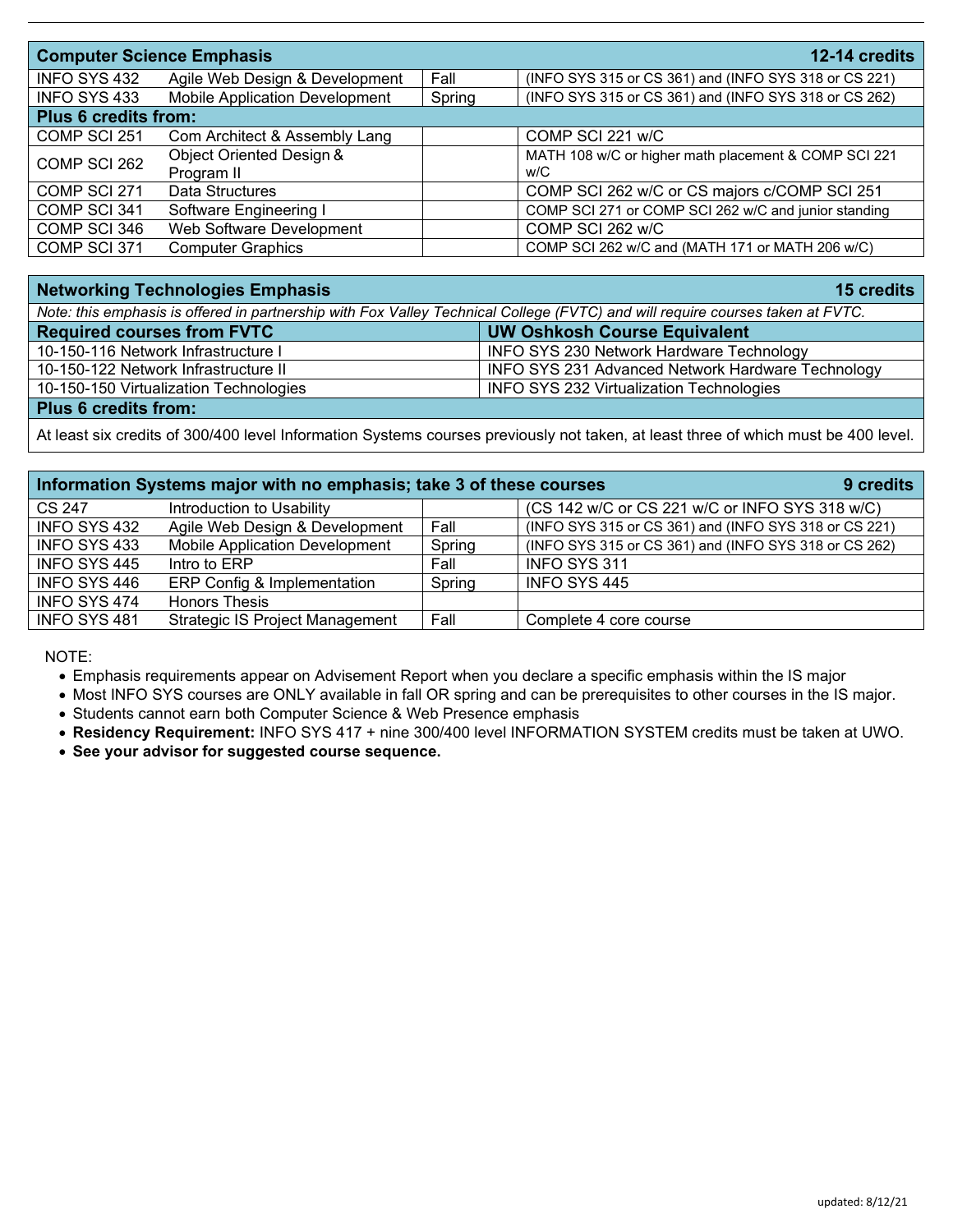| Computer Science Emphasis | | | 12-14 credits |
|---|---|---|---|
| INFO SYS 432 | Agile Web Design & Development | Fall | (INFO SYS 315 or CS 361) and (INFO SYS 318 or CS 221) |
| INFO SYS 433 | Mobile Application Development | Spring | (INFO SYS 315 or CS 361) and (INFO SYS 318 or CS 262) |
| **Plus 6 credits from:** | | | |
| COMP SCI 251 | Com Architect & Assembly Lang | | COMP SCI 221 w/C |
| COMP SCI 262 | Object Oriented Design & Program II | | MATH 108 w/C or higher math placement & COMP SCI 221 w/C |
| COMP SCI 271 | Data Structures | | COMP SCI 262 w/C or CS majors c/COMP SCI 251 |
| COMP SCI 341 | Software Engineering I | | COMP SCI 271 or COMP SCI 262 w/C and junior standing |
| COMP SCI 346 | Web Software Development | | COMP SCI 262 w/C |
| COMP SCI 371 | Computer Graphics | | COMP SCI 262 w/C and (MATH 171 or MATH 206 w/C) |

| Networking Technologies Emphasis | 15 credits |
|---|---|
| *Note: this emphasis is offered in partnership with Fox Valley Technical College (FVTC) and will require courses taken at FVTC.* | |
| **Required courses from FVTC** | **UW Oshkosh Course Equivalent** |
| 10-150-116 Network Infrastructure I | INFO SYS 230 Network Hardware Technology |
| 10-150-122 Network Infrastructure II | INFO SYS 231 Advanced Network Hardware Technology |
| 10-150-150 Virtualization Technologies | INFO SYS 232 Virtualization Technologies |
| **Plus 6 credits from:** | |
| At least six credits of 300/400 level Information Systems courses previously not taken, at least three of which must be 400 level. | |

| Information Systems major with no emphasis; take 3 of these courses | | | 9 credits |
|---|---|---|---|
| CS 247 | Introduction to Usability | | (CS 142 w/C or CS 221 w/C or INFO SYS 318 w/C) |
| INFO SYS 432 | Agile Web Design & Development | Fall | (INFO SYS 315 or CS 361) and (INFO SYS 318 or CS 221) |
| INFO SYS 433 | Mobile Application Development | Spring | (INFO SYS 315 or CS 361) and (INFO SYS 318 or CS 262) |
| INFO SYS 445 | Intro to ERP | Fall | INFO SYS 311 |
| INFO SYS 446 | ERP Config & Implementation | Spring | INFO SYS 445 |
| INFO SYS 474 | Honors Thesis | | |
| INFO SYS 481 | Strategic IS Project Management | Fall | Complete 4 core course |

NOTE:

- Emphasis requirements appear on Advisement Report when you declare a specific emphasis within the IS major
- Most INFO SYS courses are ONLY available in fall OR spring and can be prerequisites to other courses in the IS major.
- Students cannot earn both Computer Science & Web Presence emphasis
- **Residency Requirement:** INFO SYS 417 + nine 300/400 level INFORMATION SYSTEM credits must be taken at UWO.
- **See your advisor for suggested course sequence.**

updated: 8/12/21